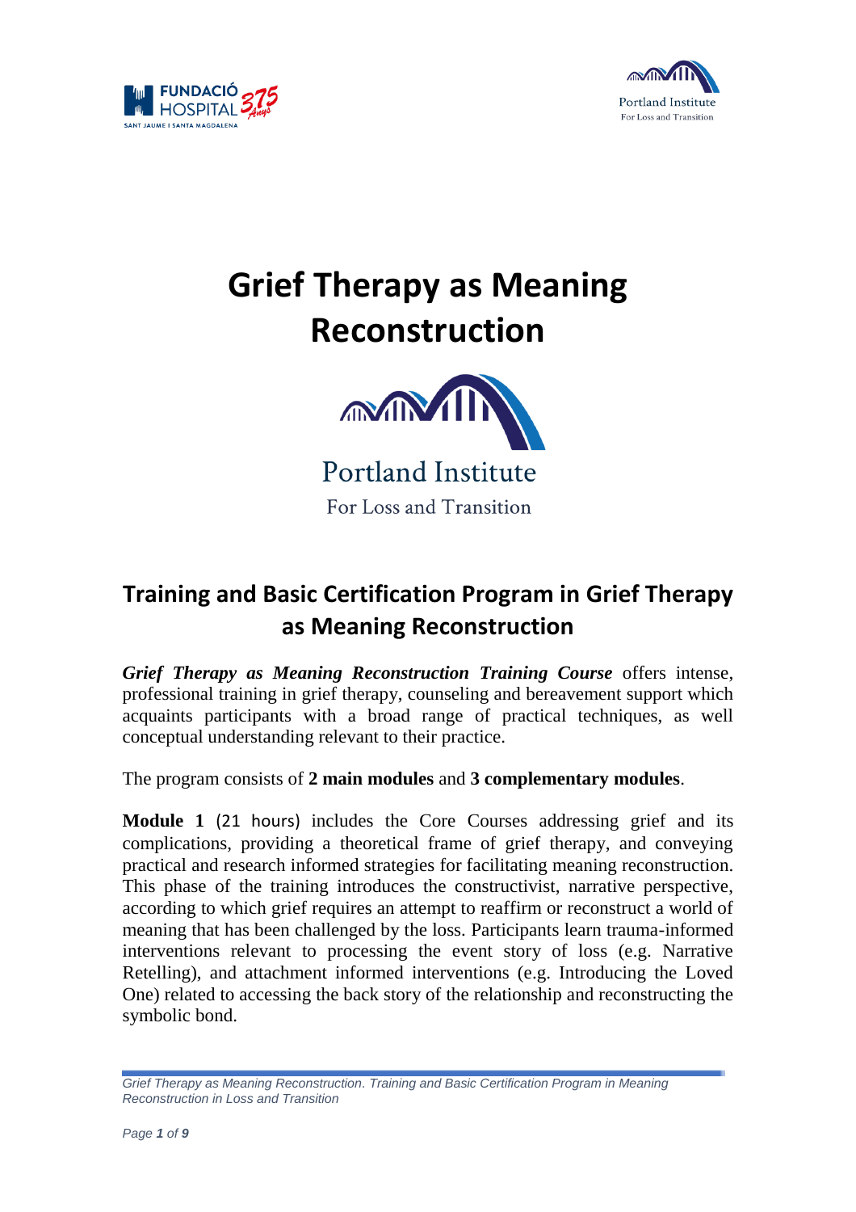# Grief Therapy as Meaning Reconstruction

Portland Institute
For Loss and Transition

## Training and Basic Certification Program in Grief Therapy as Meaning Reconstruction

***Grief Therapy as Meaning Reconstruction Training Course*** offers intense, professional training in grief therapy, counseling and bereavement support which acquaints participants with a broad range of practical techniques, as well conceptual understanding relevant to their practice.

The program consists of **2 main modules** and **3 complementary modules**.

**Module 1** (21 hours) includes the Core Courses addressing grief and its complications, providing a theoretical frame of grief therapy, and conveying practical and research informed strategies for facilitating meaning reconstruction. This phase of the training introduces the constructivist, narrative perspective, according to which grief requires an attempt to reaffirm or reconstruct a world of meaning that has been challenged by the loss. Participants learn trauma-informed interventions relevant to processing the event story of loss (e.g. Narrative Retelling), and attachment informed interventions (e.g. Introducing the Loved One) related to accessing the back story of the relationship and reconstructing the symbolic bond.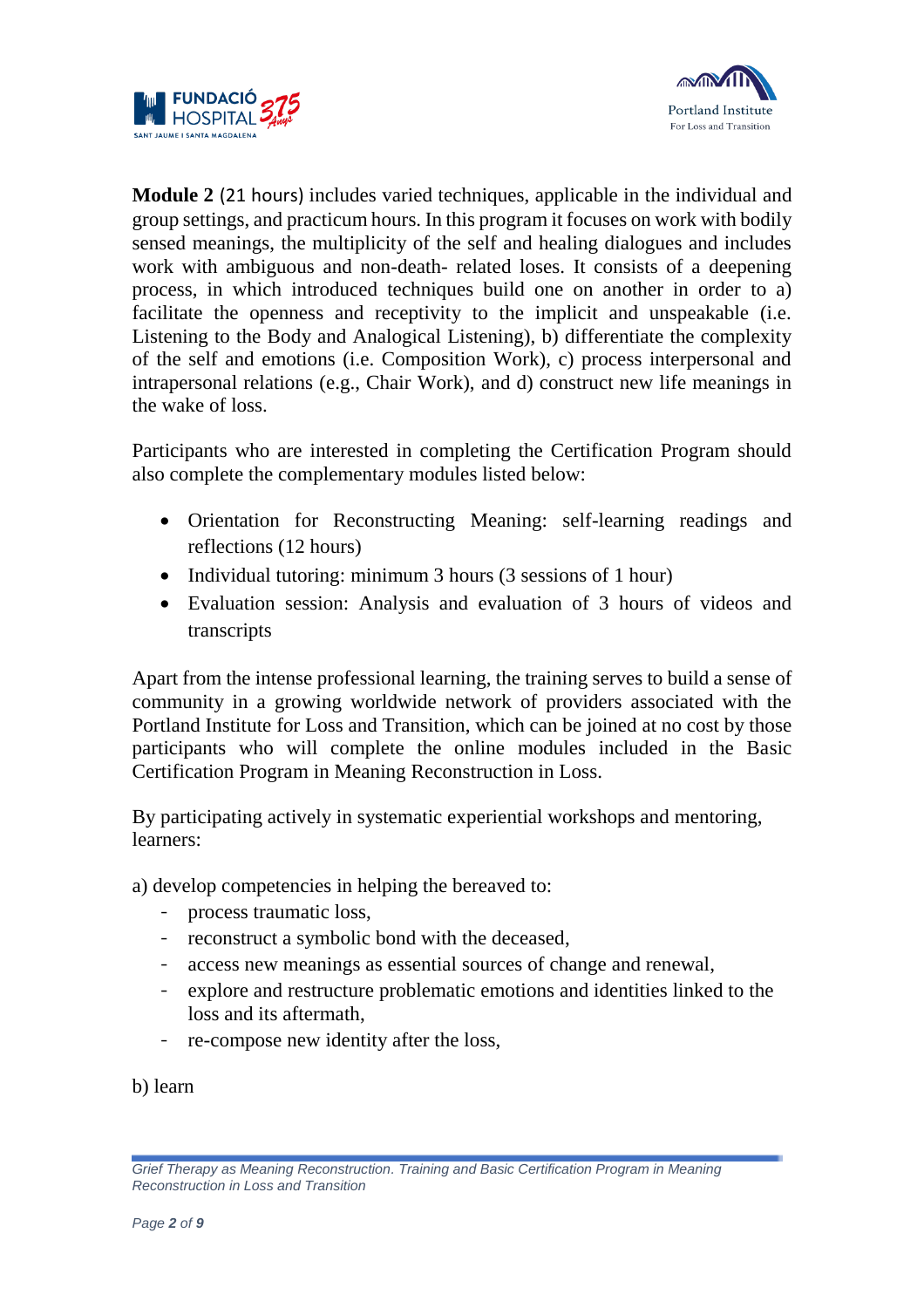**Module 2** (21 hours) includes varied techniques, applicable in the individual and group settings, and practicum hours. In this program it focuses on work with bodily sensed meanings, the multiplicity of the self and healing dialogues and includes work with ambiguous and non-death- related loses. It consists of a deepening process, in which introduced techniques build one on another in order to a) facilitate the openness and receptivity to the implicit and unspeakable (i.e. Listening to the Body and Analogical Listening), b) differentiate the complexity of the self and emotions (i.e. Composition Work), c) process interpersonal and intrapersonal relations (e.g., Chair Work), and d) construct new life meanings in the wake of loss.

Participants who are interested in completing the Certification Program should also complete the complementary modules listed below:

- Orientation for Reconstructing Meaning: self-learning readings and reflections (12 hours)
- Individual tutoring: minimum 3 hours (3 sessions of 1 hour)
- Evaluation session: Analysis and evaluation of 3 hours of videos and transcripts

Apart from the intense professional learning, the training serves to build a sense of community in a growing worldwide network of providers associated with the Portland Institute for Loss and Transition, which can be joined at no cost by those participants who will complete the online modules included in the Basic Certification Program in Meaning Reconstruction in Loss.

By participating actively in systematic experiential workshops and mentoring, learners:

a) develop competencies in helping the bereaved to:

- process traumatic loss,
- reconstruct a symbolic bond with the deceased,
- access new meanings as essential sources of change and renewal,
- explore and restructure problematic emotions and identities linked to the loss and its aftermath,
- re-compose new identity after the loss,

b) learn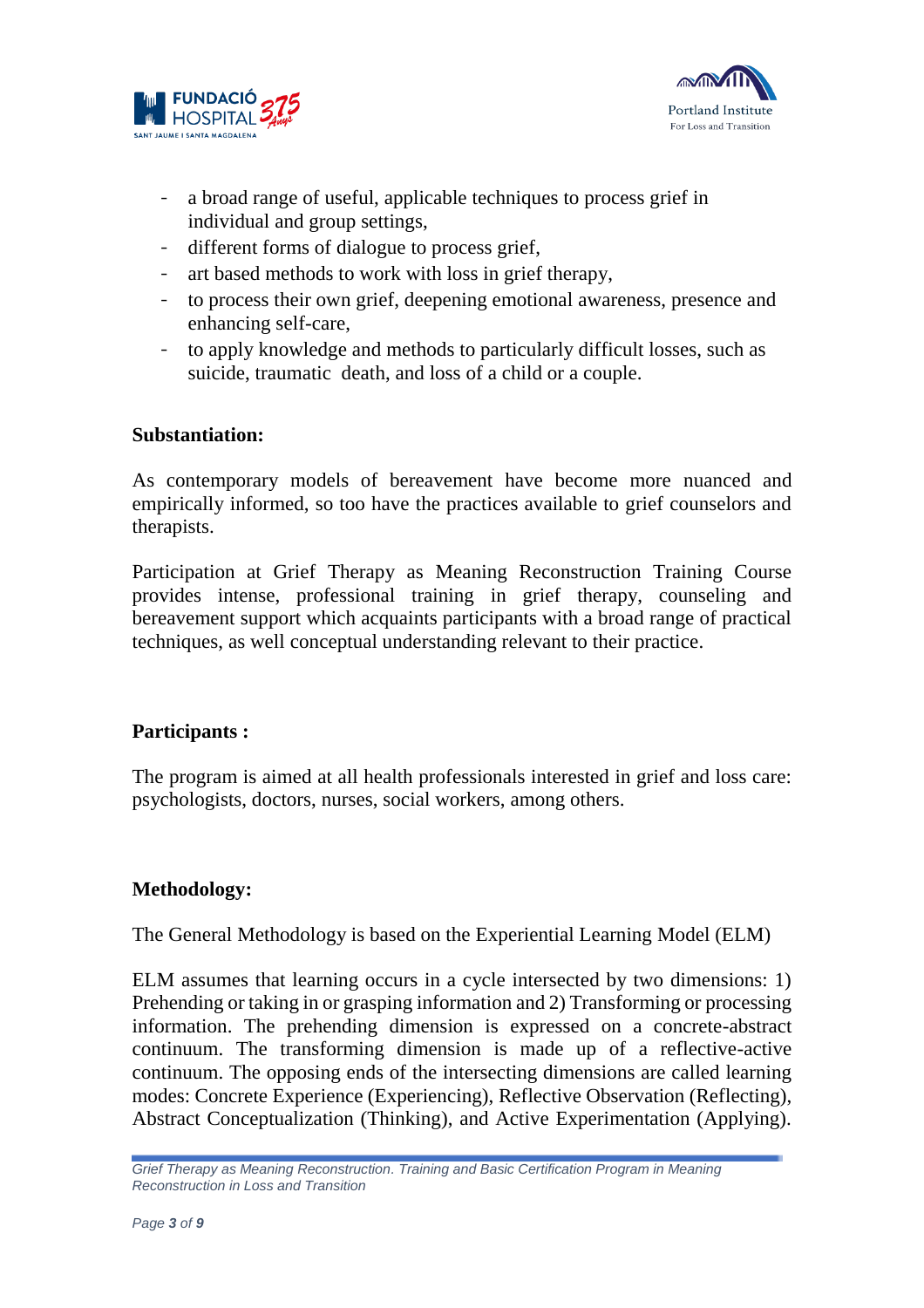- a broad range of useful, applicable techniques to process grief in individual and group settings,
- different forms of dialogue to process grief,
- art based methods to work with loss in grief therapy,
- to process their own grief, deepening emotional awareness, presence and enhancing self-care,
- to apply knowledge and methods to particularly difficult losses, such as suicide, traumatic death, and loss of a child or a couple.

**Substantiation:**

As contemporary models of bereavement have become more nuanced and empirically informed, so too have the practices available to grief counselors and therapists.

Participation at Grief Therapy as Meaning Reconstruction Training Course provides intense, professional training in grief therapy, counseling and bereavement support which acquaints participants with a broad range of practical techniques, as well conceptual understanding relevant to their practice.

**Participants :**

The program is aimed at all health professionals interested in grief and loss care: psychologists, doctors, nurses, social workers, among others.

**Methodology:**

The General Methodology is based on the Experiential Learning Model (ELM)

ELM assumes that learning occurs in a cycle intersected by two dimensions: 1) Prehending or taking in or grasping information and 2) Transforming or processing information. The prehending dimension is expressed on a concrete-abstract continuum. The transforming dimension is made up of a reflective-active continuum. The opposing ends of the intersecting dimensions are called learning modes: Concrete Experience (Experiencing), Reflective Observation (Reflecting), Abstract Conceptualization (Thinking), and Active Experimentation (Applying).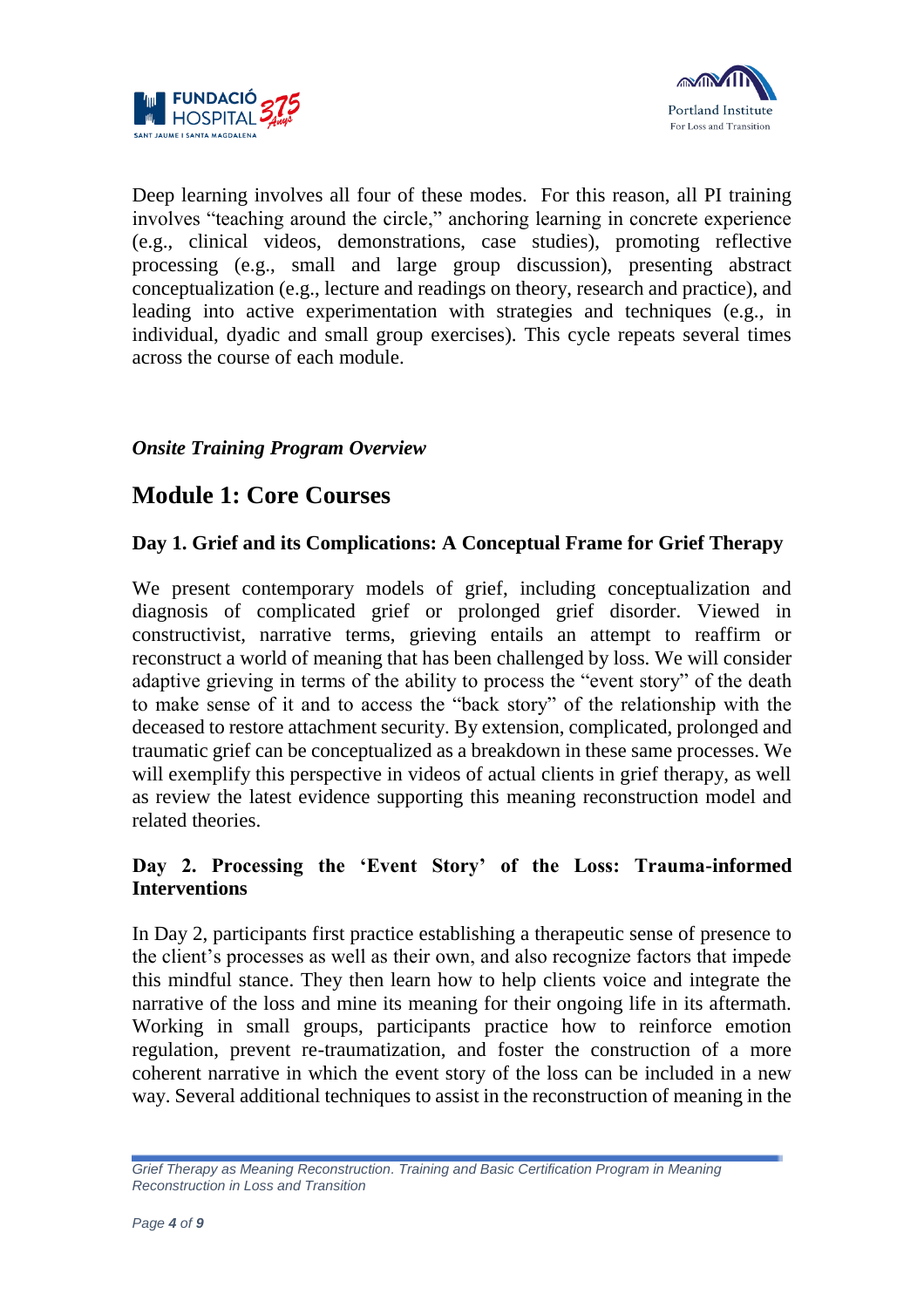Deep learning involves all four of these modes. For this reason, all PI training involves "teaching around the circle," anchoring learning in concrete experience (e.g., clinical videos, demonstrations, case studies), promoting reflective processing (e.g., small and large group discussion), presenting abstract conceptualization (e.g., lecture and readings on theory, research and practice), and leading into active experimentation with strategies and techniques (e.g., in individual, dyadic and small group exercises). This cycle repeats several times across the course of each module.

*Onsite Training Program Overview*

## Module 1: Core Courses

### Day 1. Grief and its Complications: A Conceptual Frame for Grief Therapy

We present contemporary models of grief, including conceptualization and diagnosis of complicated grief or prolonged grief disorder. Viewed in constructivist, narrative terms, grieving entails an attempt to reaffirm or reconstruct a world of meaning that has been challenged by loss. We will consider adaptive grieving in terms of the ability to process the "event story" of the death to make sense of it and to access the "back story" of the relationship with the deceased to restore attachment security. By extension, complicated, prolonged and traumatic grief can be conceptualized as a breakdown in these same processes. We will exemplify this perspective in videos of actual clients in grief therapy, as well as review the latest evidence supporting this meaning reconstruction model and related theories.

### Day 2. Processing the 'Event Story' of the Loss: Trauma-informed Interventions

In Day 2, participants first practice establishing a therapeutic sense of presence to the client's processes as well as their own, and also recognize factors that impede this mindful stance. They then learn how to help clients voice and integrate the narrative of the loss and mine its meaning for their ongoing life in its aftermath. Working in small groups, participants practice how to reinforce emotion regulation, prevent re-traumatization, and foster the construction of a more coherent narrative in which the event story of the loss can be included in a new way. Several additional techniques to assist in the reconstruction of meaning in the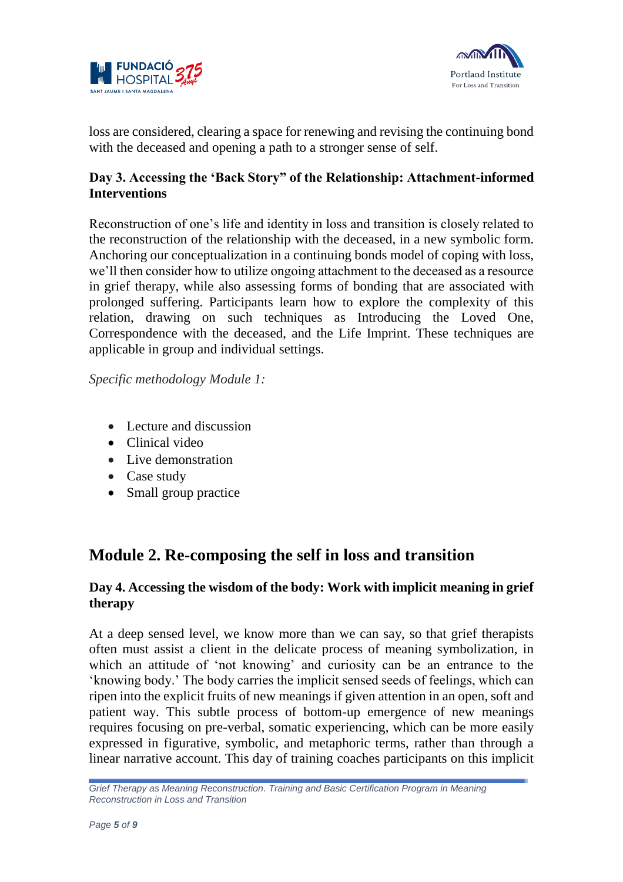loss are considered, clearing a space for renewing and revising the continuing bond with the deceased and opening a path to a stronger sense of self.

### Day 3. Accessing the 'Back Story" of the Relationship: Attachment-informed Interventions

Reconstruction of one's life and identity in loss and transition is closely related to the reconstruction of the relationship with the deceased, in a new symbolic form. Anchoring our conceptualization in a continuing bonds model of coping with loss, we'll then consider how to utilize ongoing attachment to the deceased as a resource in grief therapy, while also assessing forms of bonding that are associated with prolonged suffering. Participants learn how to explore the complexity of this relation, drawing on such techniques as Introducing the Loved One, Correspondence with the deceased, and the Life Imprint. These techniques are applicable in group and individual settings.

*Specific methodology Module 1:*

- Lecture and discussion
- Clinical video
- Live demonstration
- Case study
- Small group practice

## Module 2. Re-composing the self in loss and transition

### Day 4. Accessing the wisdom of the body: Work with implicit meaning in grief therapy

At a deep sensed level, we know more than we can say, so that grief therapists often must assist a client in the delicate process of meaning symbolization, in which an attitude of 'not knowing' and curiosity can be an entrance to the 'knowing body.' The body carries the implicit sensed seeds of feelings, which can ripen into the explicit fruits of new meanings if given attention in an open, soft and patient way. This subtle process of bottom-up emergence of new meanings requires focusing on pre-verbal, somatic experiencing, which can be more easily expressed in figurative, symbolic, and metaphoric terms, rather than through a linear narrative account. This day of training coaches participants on this implicit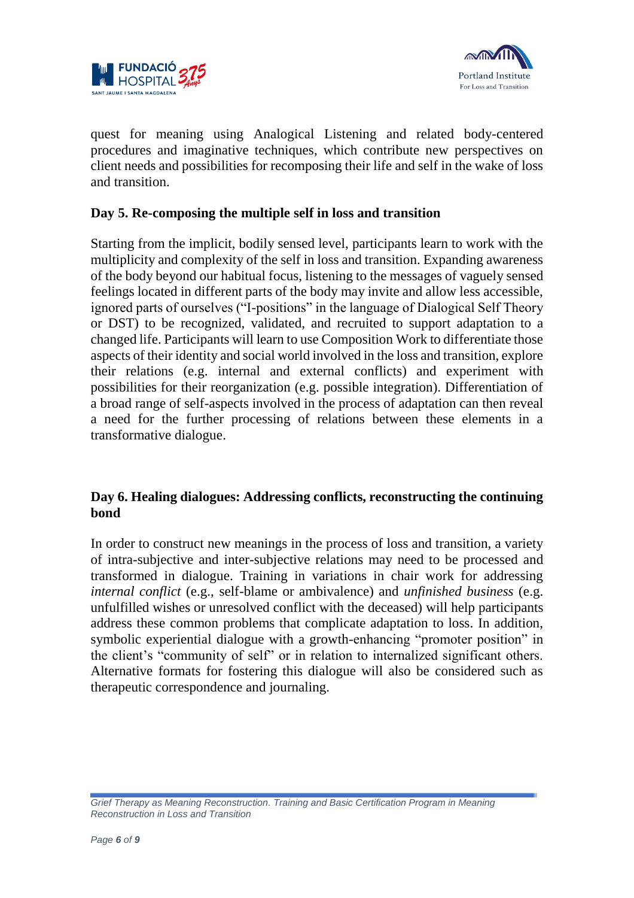quest for meaning using Analogical Listening and related body-centered procedures and imaginative techniques, which contribute new perspectives on client needs and possibilities for recomposing their life and self in the wake of loss and transition.

**Day 5. Re-composing the multiple self in loss and transition**

Starting from the implicit, bodily sensed level, participants learn to work with the multiplicity and complexity of the self in loss and transition. Expanding awareness of the body beyond our habitual focus, listening to the messages of vaguely sensed feelings located in different parts of the body may invite and allow less accessible, ignored parts of ourselves ("I-positions" in the language of Dialogical Self Theory or DST) to be recognized, validated, and recruited to support adaptation to a changed life. Participants will learn to use Composition Work to differentiate those aspects of their identity and social world involved in the loss and transition, explore their relations (e.g. internal and external conflicts) and experiment with possibilities for their reorganization (e.g. possible integration). Differentiation of a broad range of self-aspects involved in the process of adaptation can then reveal a need for the further processing of relations between these elements in a transformative dialogue.

**Day 6. Healing dialogues: Addressing conflicts, reconstructing the continuing bond**

In order to construct new meanings in the process of loss and transition, a variety of intra-subjective and inter-subjective relations may need to be processed and transformed in dialogue. Training in variations in chair work for addressing *internal conflict* (e.g., self-blame or ambivalence) and *unfinished business* (e.g. unfulfilled wishes or unresolved conflict with the deceased) will help participants address these common problems that complicate adaptation to loss. In addition, symbolic experiential dialogue with a growth-enhancing "promoter position" in the client's "community of self" or in relation to internalized significant others. Alternative formats for fostering this dialogue will also be considered such as therapeutic correspondence and journaling.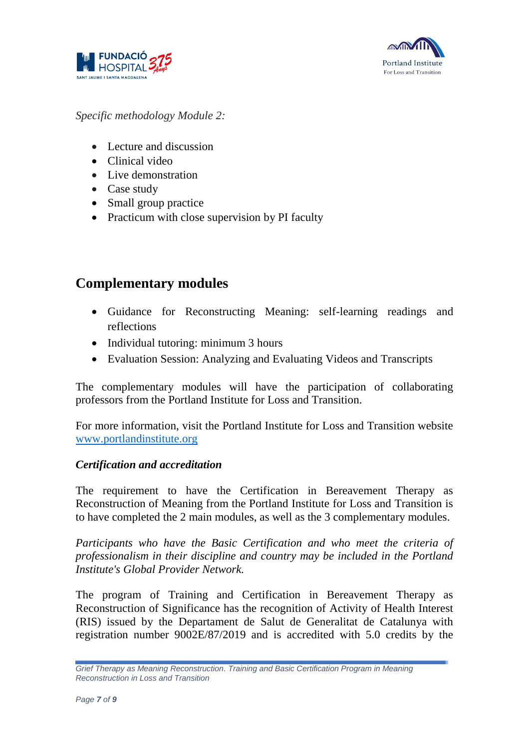*Specific methodology Module 2:*

- Lecture and discussion
- Clinical video
- Live demonstration
- Case study
- Small group practice
- Practicum with close supervision by PI faculty

## Complementary modules

- Guidance for Reconstructing Meaning: self-learning readings and reflections
- Individual tutoring: minimum 3 hours
- Evaluation Session: Analyzing and Evaluating Videos and Transcripts

The complementary modules will have the participation of collaborating professors from the Portland Institute for Loss and Transition.

For more information, visit the Portland Institute for Loss and Transition website [www.portlandinstitute.org](www.portlandinstitute.org)

***Certification and accreditation***

The requirement to have the Certification in Bereavement Therapy as Reconstruction of Meaning from the Portland Institute for Loss and Transition is to have completed the 2 main modules, as well as the 3 complementary modules.

*Participants who have the Basic Certification and who meet the criteria of professionalism in their discipline and country may be included in the Portland Institute's Global Provider Network.*

The program of Training and Certification in Bereavement Therapy as Reconstruction of Significance has the recognition of Activity of Health Interest (RIS) issued by the Departament de Salut de Generalitat de Catalunya with registration number 9002E/87/2019 and is accredited with 5.0 credits by the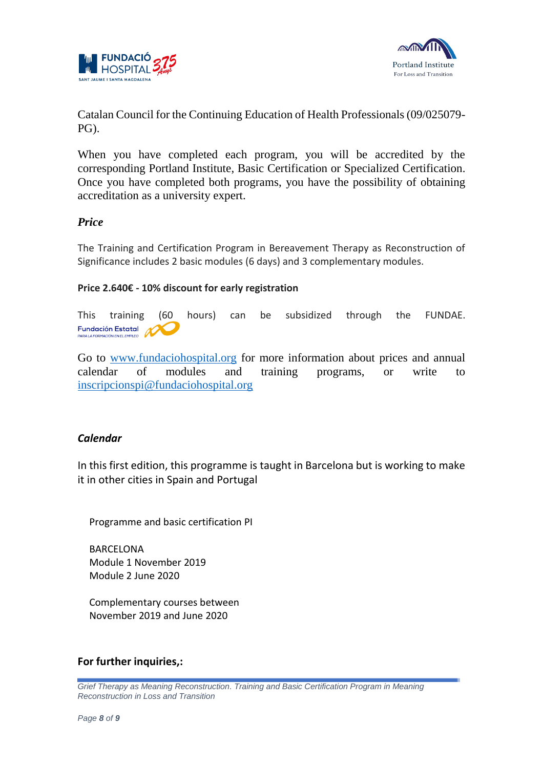Catalan Council for the Continuing Education of Health Professionals (09/025079-PG).

When you have completed each program, you will be accredited by the corresponding Portland Institute, Basic Certification or Specialized Certification. Once you have completed both programs, you have the possibility of obtaining accreditation as a university expert.

### *Price*

The Training and Certification Program in Bereavement Therapy as Reconstruction of Significance includes 2 basic modules (6 days) and 3 complementary modules.

**Price 2.640€ - 10% discount for early registration**

This training (60 hours) can be subsidized through the FUNDAE.

Go to www.fundaciohospital.org for more information about prices and annual calendar of modules and training programs, or write to inscripcionspi@fundaciohospital.org

### *Calendar*

In this first edition, this programme is taught in Barcelona but is working to make it in other cities in Spain and Portugal

Programme and basic certification PI

BARCELONA
Module 1 November 2019
Module 2 June 2020

Complementary courses between
November 2019 and June 2020

**For further inquiries,:**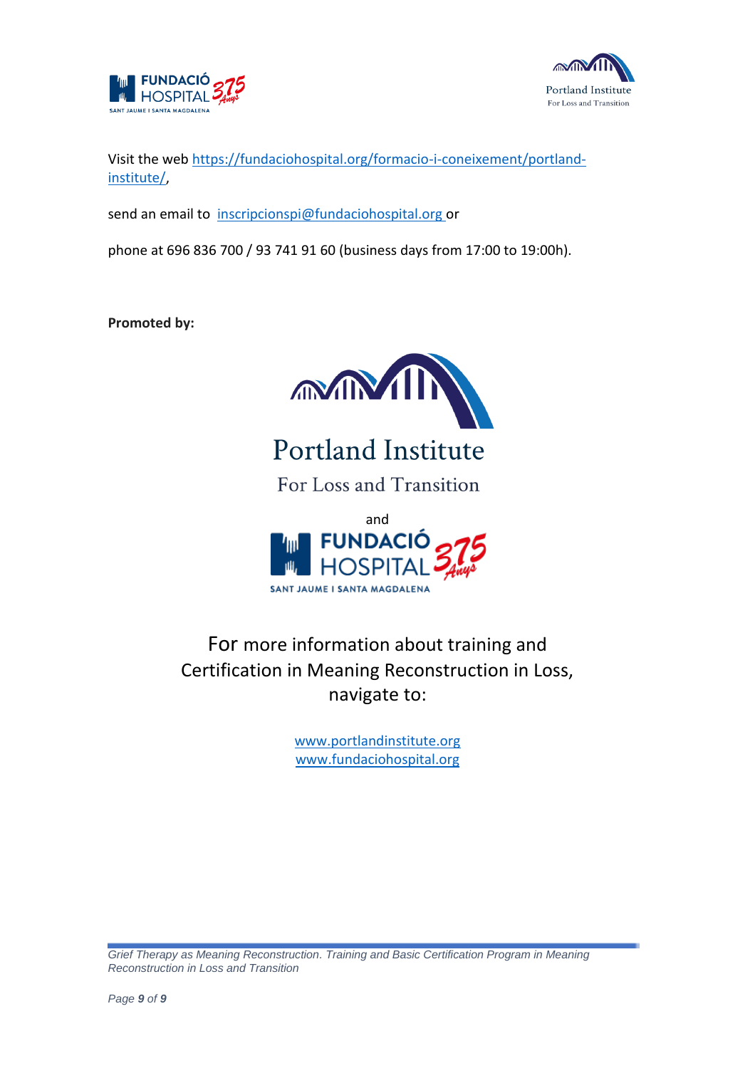Visit the web https://fundaciohospital.org/formacio-i-coneixement/portland-institute/,

send an email to inscripcionspi@fundaciohospital.org or

phone at 696 836 700 / 93 741 91 60 (business days from 17:00 to 19:00h).

**Promoted by:**

Portland Institute

For Loss and Transition

and

FUNDACIÓ HOSPITAL 375 Anys

SANT JAUME I SANTA MAGDALENA

For more information about training and Certification in Meaning Reconstruction in Loss, navigate to:

www.portlandinstitute.org

www.fundaciohospital.org